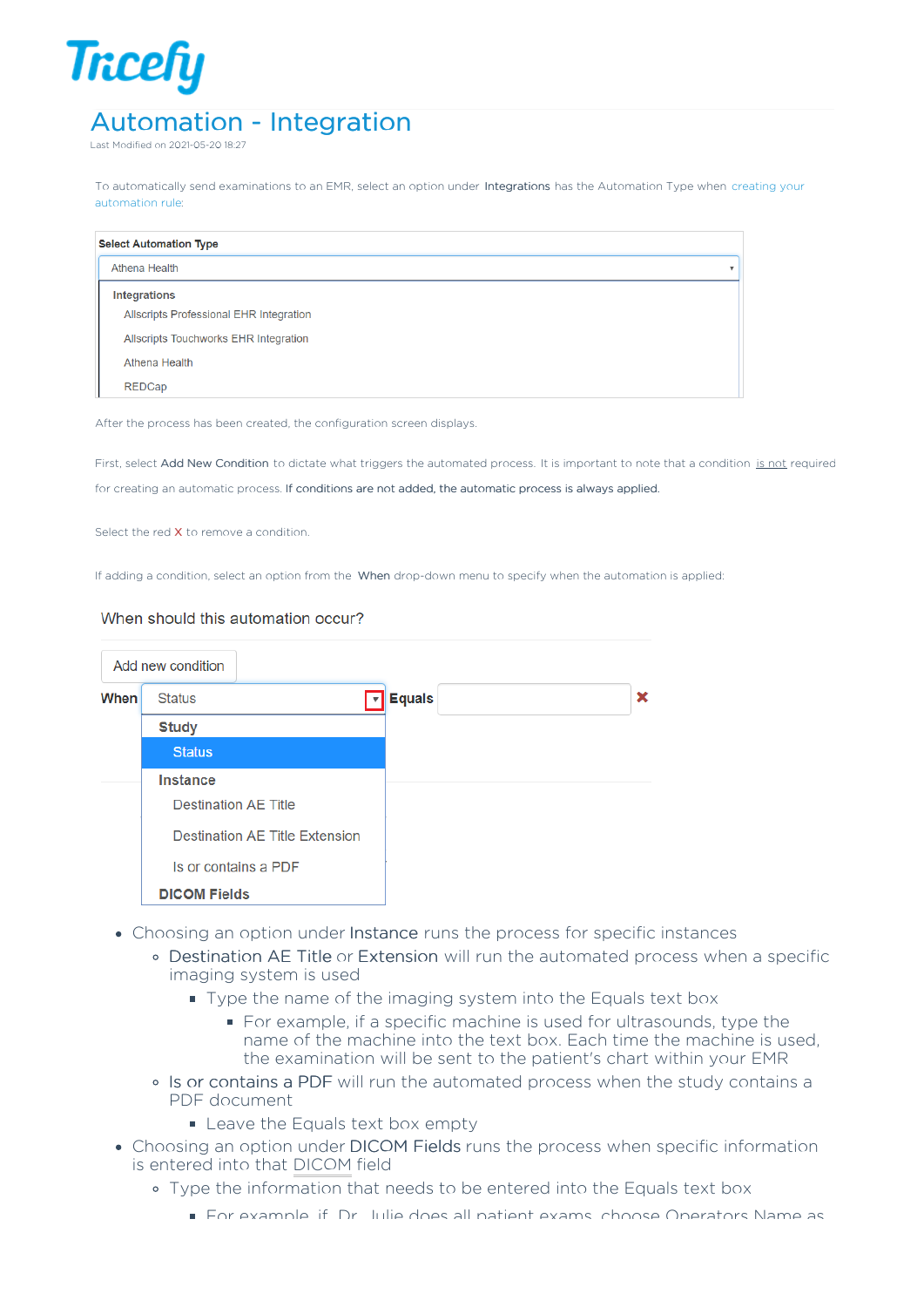Tricefy

# Automation - Integration

Last Modified on 2021-05-20 18:27

To automatically send examinations to an EMR, select an option under **Integrations** has the Automation Type when creating your automation rule:

**Select Automation Type**

Athena Health

**Integrations**

Allscripts Professional EHR Integration

Allscripts Touchworks EHR Integration

Athena Health

REDCap

After the process has been created, the configuration screen displays.

First, select **Add New Condition** to dictate what triggers the automated process. It is important to note that a condition is not required for creating an automatic process. **If conditions are not added, the automatic process is always applied.**

Select the red X to remove a condition.

If adding a condition, select an option from the **When** drop-down menu to specify when the automation is applied:

When should this automation occur?

Add new condition

**When** Status **Equals**

**Study**

Status

**Instance**

Destination AE Title

Destination AE Title Extension

Is or contains a PDF

**DICOM Fields**

- Choosing an option under **Instance** runs the process for specific instances
  - **Destination AE Title** or **Extension** will run the automated process when a specific imaging system is used
    - Type the name of the imaging system into the Equals text box
      - For example, if a specific machine is used for ultrasounds, type the name of the machine into the text box. Each time the machine is used, the examination will be sent to the patient's chart within your EMR
  - **Is or contains a PDF** will run the automated process when the study contains a PDF document
    - Leave the Equals text box empty
- Choosing an option under **DICOM Fields** runs the process when specific information is entered into that DICOM field
  - Type the information that needs to be entered into the Equals text box
    - For example, if Dr. Julie does all patient exams, choose Operators Name as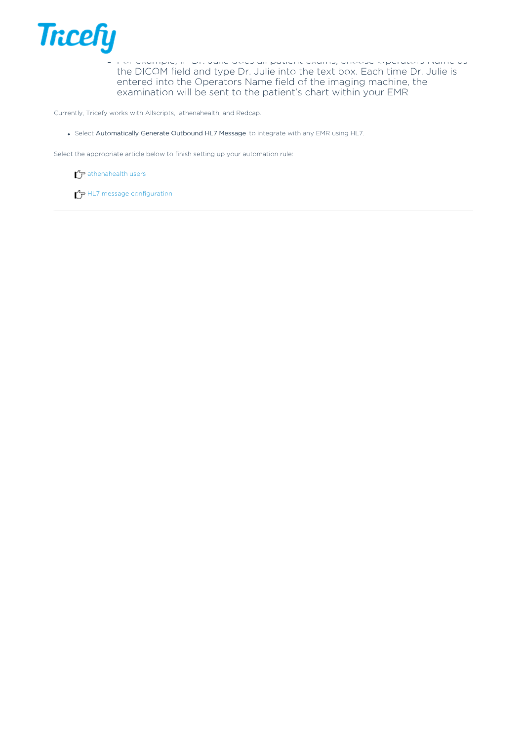- For example, if Dr. Julie does all patient exams, choose Operators Name as the DICOM field and type Dr. Julie into the text box. Each time Dr. Julie is entered into the Operators Name field of the imaging machine, the examination will be sent to the patient's chart within your EMR

Currently, Tricefy works with Allscripts, athenahealth, and Redcap.

- Select **Automatically Generate Outbound HL7 Message** to integrate with any EMR using HL7.

Select the appropriate article below to finish setting up your automation rule:

☞ athenahealth users

☞ HL7 message configuration